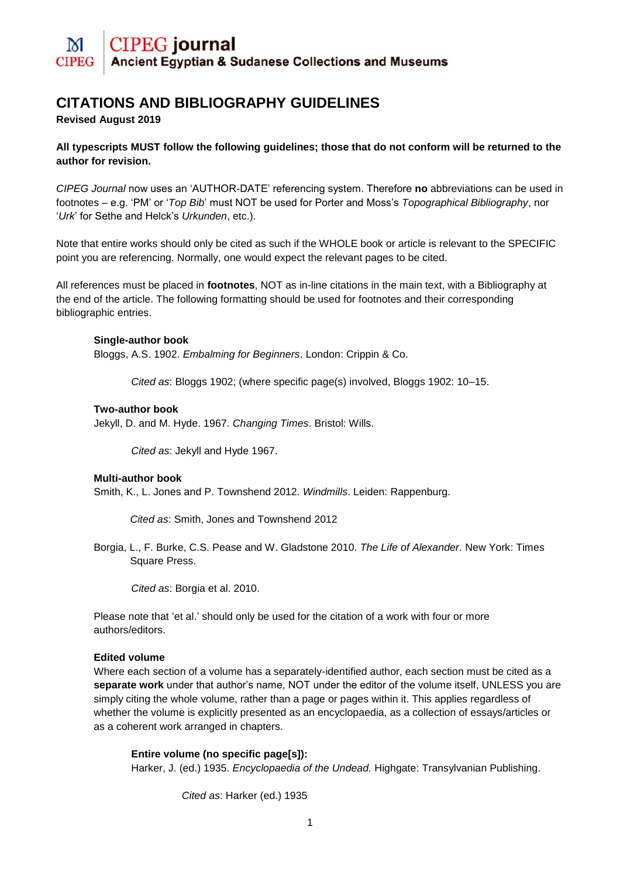# CITATIONS AND BIBLIOGRAPHY GUIDELINES

**Revised August 2019**

**All typescripts MUST follow the following guidelines; those that do not conform will be returned to the author for revision.**

*CIPEG Journal* now uses an 'AUTHOR-DATE' referencing system. Therefore **no** abbreviations can be used in footnotes – e.g. 'PM' or '*Top Bib*' must NOT be used for Porter and Moss's *Topographical Bibliography*, nor '*Urk*' for Sethe and Helck's *Urkunden*, etc.).

Note that entire works should only be cited as such if the WHOLE book or article is relevant to the SPECIFIC point you are referencing. Normally, one would expect the relevant pages to be cited.

All references must be placed in **footnotes**, NOT as in-line citations in the main text, with a Bibliography at the end of the article. The following formatting should be used for footnotes and their corresponding bibliographic entries.

**Single-author book**

Bloggs, A.S. 1902. *Embalming for Beginners*. London: Crippin & Co.

> *Cited as*: Bloggs 1902; (where specific page(s) involved, Bloggs 1902: 10–15.

**Two-author book**

Jekyll, D. and M. Hyde. 1967. *Changing Times*. Bristol: Wills.

> *Cited as*: Jekyll and Hyde 1967.

**Multi-author book**

Smith, K., L. Jones and P. Townshend 2012. *Windmills*. Leiden: Rappenburg.

> *Cited as*: Smith, Jones and Townshend 2012

Borgia, L., F. Burke, C.S. Pease and W. Gladstone 2010. *The Life of Alexander*. New York: Times Square Press.

> *Cited as*: Borgia et al. 2010.

Please note that 'et al.' should only be used for the citation of a work with four or more authors/editors.

**Edited volume**

Where each section of a volume has a separately-identified author, each section must be cited as a **separate work** under that author's name, NOT under the editor of the volume itself, UNLESS you are simply citing the whole volume, rather than a page or pages within it. This applies regardless of whether the volume is explicitly presented as an encyclopaedia, as a collection of essays/articles or as a coherent work arranged in chapters.

**Entire volume (no specific page[s]):**

Harker, J. (ed.) 1935. *Encyclopaedia of the Undead.* Highgate: Transylvanian Publishing.

> *Cited as*: Harker (ed.) 1935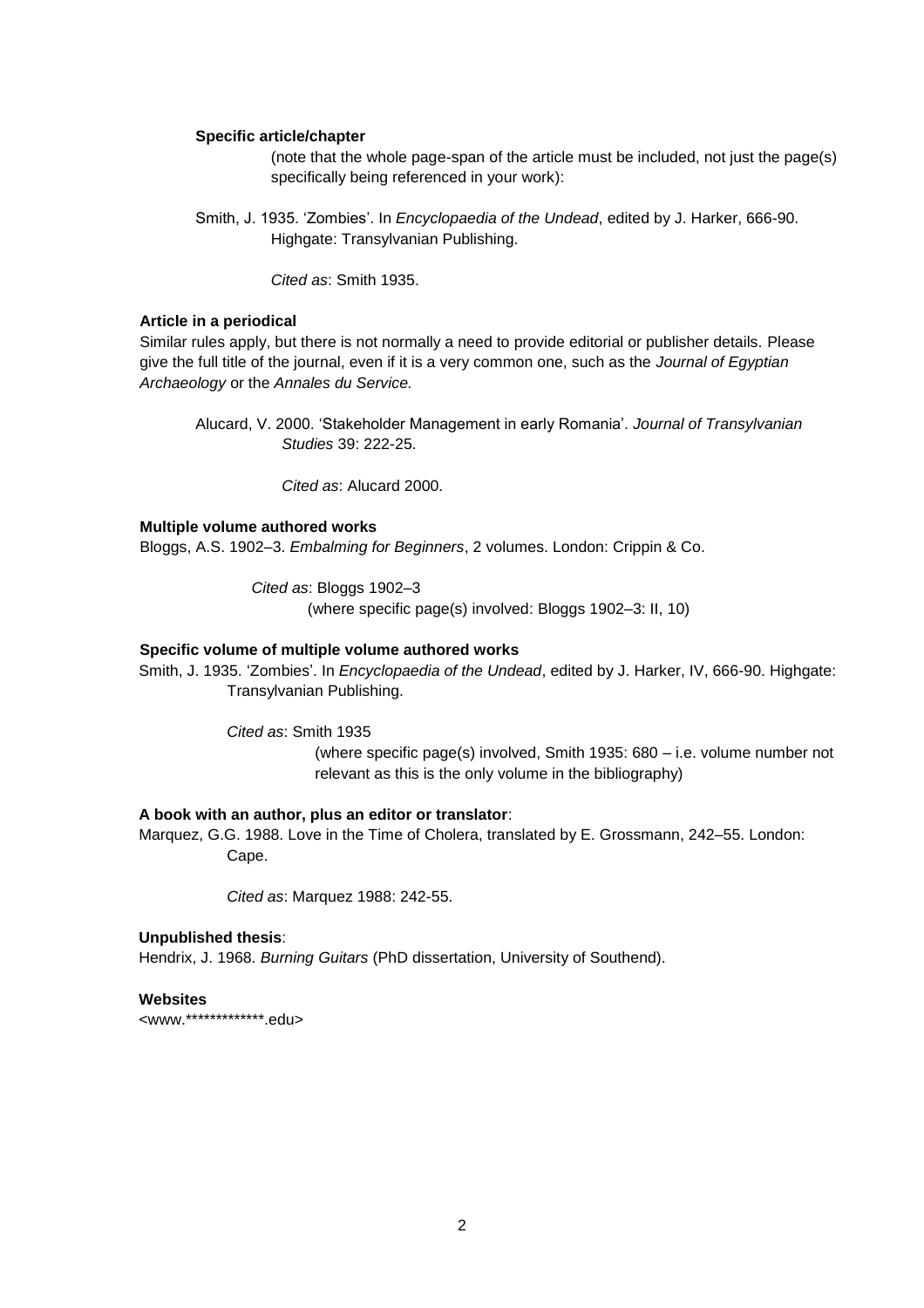**Specific article/chapter**

(note that the whole page-span of the article must be included, not just the page(s) specifically being referenced in your work):

Smith, J. 1935. 'Zombies'. In *Encyclopaedia of the Undead*, edited by J. Harker, 666-90. Highgate: Transylvanian Publishing.

*Cited as*: Smith 1935.

**Article in a periodical**

Similar rules apply, but there is not normally a need to provide editorial or publisher details. Please give the full title of the journal, even if it is a very common one, such as the *Journal of Egyptian Archaeology* or the *Annales du Service.*

Alucard, V. 2000. 'Stakeholder Management in early Romania'. *Journal of Transylvanian Studies* 39: 222-25.

*Cited as*: Alucard 2000.

**Multiple volume authored works**

Bloggs, A.S. 1902–3. *Embalming for Beginners*, 2 volumes. London: Crippin & Co.

*Cited as*: Bloggs 1902–3
(where specific page(s) involved: Bloggs 1902–3: II, 10)

**Specific volume of multiple volume authored works**

Smith, J. 1935. 'Zombies'. In *Encyclopaedia of the Undead*, edited by J. Harker, IV, 666-90. Highgate: Transylvanian Publishing.

*Cited as*: Smith 1935
(where specific page(s) involved, Smith 1935: 680 – i.e. volume number not relevant as this is the only volume in the bibliography)

**A book with an author, plus an editor or translator**:

Marquez, G.G. 1988. Love in the Time of Cholera, translated by E. Grossmann, 242–55. London: Cape.

*Cited as*: Marquez 1988: 242-55.

**Unpublished thesis**:

Hendrix, J. 1968. *Burning Guitars* (PhD dissertation, University of Southend).

**Websites**

<www.*************.edu>